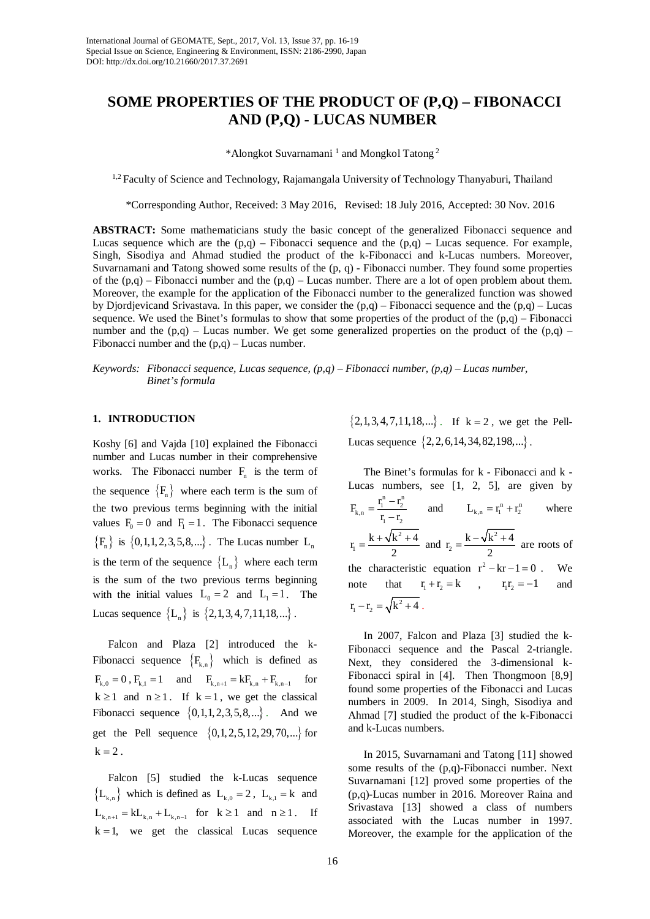# SOME PROPERTIES OF THE PRODUCT OF (P,Q) – FIBONACCI AND (P,Q) - LUCAS NUMBER

*Alongkot Suvarnamani [1] and Mongkol Tatong [2]

[1,2] Faculty of Science and Technology, Rajamangala University of Technology Thanyaburi, Thailand

*Corresponding Author, Received: 3 May 2016, Revised: 18 July 2016, Accepted: 30 Nov. 2016

**ABSTRACT:** Some mathematicians study the basic concept of the generalized Fibonacci sequence and Lucas sequence which are the (p,q) – Fibonacci sequence and the (p,q) – Lucas sequence. For example, Singh, Sisodiya and Ahmad studied the product of the k-Fibonacci and k-Lucas numbers. Moreover, Suvarnamani and Tatong showed some results of the (p, q) - Fibonacci number. They found some properties of the (p,q) – Fibonacci number and the (p,q) – Lucas number. There are a lot of open problem about them. Moreover, the example for the application of the Fibonacci number to the generalized function was showed by Djordjevicand Srivastava. In this paper, we consider the (p,q) – Fibonacci sequence and the (p,q) – Lucas sequence. We used the Binet's formulas to show that some properties of the product of the (p,q) – Fibonacci number and the (p,q) – Lucas number. We get some generalized properties on the product of the (p,q) – Fibonacci number and the (p,q) – Lucas number.

*Keywords: Fibonacci sequence, Lucas sequence, (p,q) – Fibonacci number, (p,q) – Lucas number, Binet's formula*

## 1. INTRODUCTION

Koshy [6] and Vajda [10] explained the Fibonacci number and Lucas number in their comprehensive works. The Fibonacci number $F_n$ is the term of the sequence $\{F_n\}$ where each term is the sum of the two previous terms beginning with the initial values $F_0 = 0$ and $F_1 = 1$. The Fibonacci sequence $\{F_n\}$ is $\{0,1,1,2,3,5,8,...\}$. The Lucas number $L_n$ is the term of the sequence $\{L_n\}$ where each term is the sum of the two previous terms beginning with the initial values $L_0 = 2$ and $L_1 = 1$. The Lucas sequence $\{L_n\}$ is $\{2,1,3,4,7,11,18,...\}$.

Falcon and Plaza [2] introduced the k-Fibonacci sequence $\{F_{k,n}\}$ which is defined as $F_{k,0} = 0$, $F_{k,1} = 1$ and $F_{k,n+1} = kF_{k,n} + F_{k,n-1}$ for $k \geq 1$ and $n \geq 1$. If $k = 1$, we get the classical Fibonacci sequence $\{0,1,1,2,3,5,8,...\}$. And we get the Pell sequence $\{0,1,2,5,12,29,70,...\}$ for $k = 2$.

Falcon [5] studied the k-Lucas sequence $\{L_{k,n}\}$ which is defined as $L_{k,0} = 2$, $L_{k,1} = k$ and $L_{k,n+1} = kL_{k,n} + L_{k,n-1}$ for $k \geq 1$ and $n \geq 1$. If $k = 1$, we get the classical Lucas sequence $\{2,1,3,4,7,11,18,...\}$. If $k = 2$, we get the Pell-Lucas sequence $\{2,2,6,14,34,82,198,...\}$.

The Binet's formulas for k - Fibonacci and k - Lucas numbers, see [1, 2, 5], are given by $F_{k,n} = \frac{r_1^n - r_2^n}{r_1 - r_2}$ and $L_{k,n} = r_1^n + r_2^n$ where $r_1 = \frac{k + \sqrt{k^2+4}}{2}$ and $r_2 = \frac{k - \sqrt{k^2+4}}{2}$ are roots of the characteristic equation $r^2 - kr - 1 = 0$. We note that $r_1 + r_2 = k$, $r_1 r_2 = -1$ and $r_1 - r_2 = \sqrt{k^2+4}$.

In 2007, Falcon and Plaza [3] studied the k-Fibonacci sequence and the Pascal 2-triangle. Next, they considered the 3-dimensional k-Fibonacci spiral in [4]. Then Thongmoon [8,9] found some properties of the Fibonacci and Lucas numbers in 2009. In 2014, Singh, Sisodiya and Ahmad [7] studied the product of the k-Fibonacci and k-Lucas numbers.

In 2015, Suvarnamani and Tatong [11] showed some results of the (p,q)-Fibonacci number. Next Suvarnamani [12] proved some properties of the (p,q)-Lucas number in 2016. Moreover Raina and Srivastava [13] showed a class of numbers associated with the Lucas number in 1997. Moreover, the example for the application of the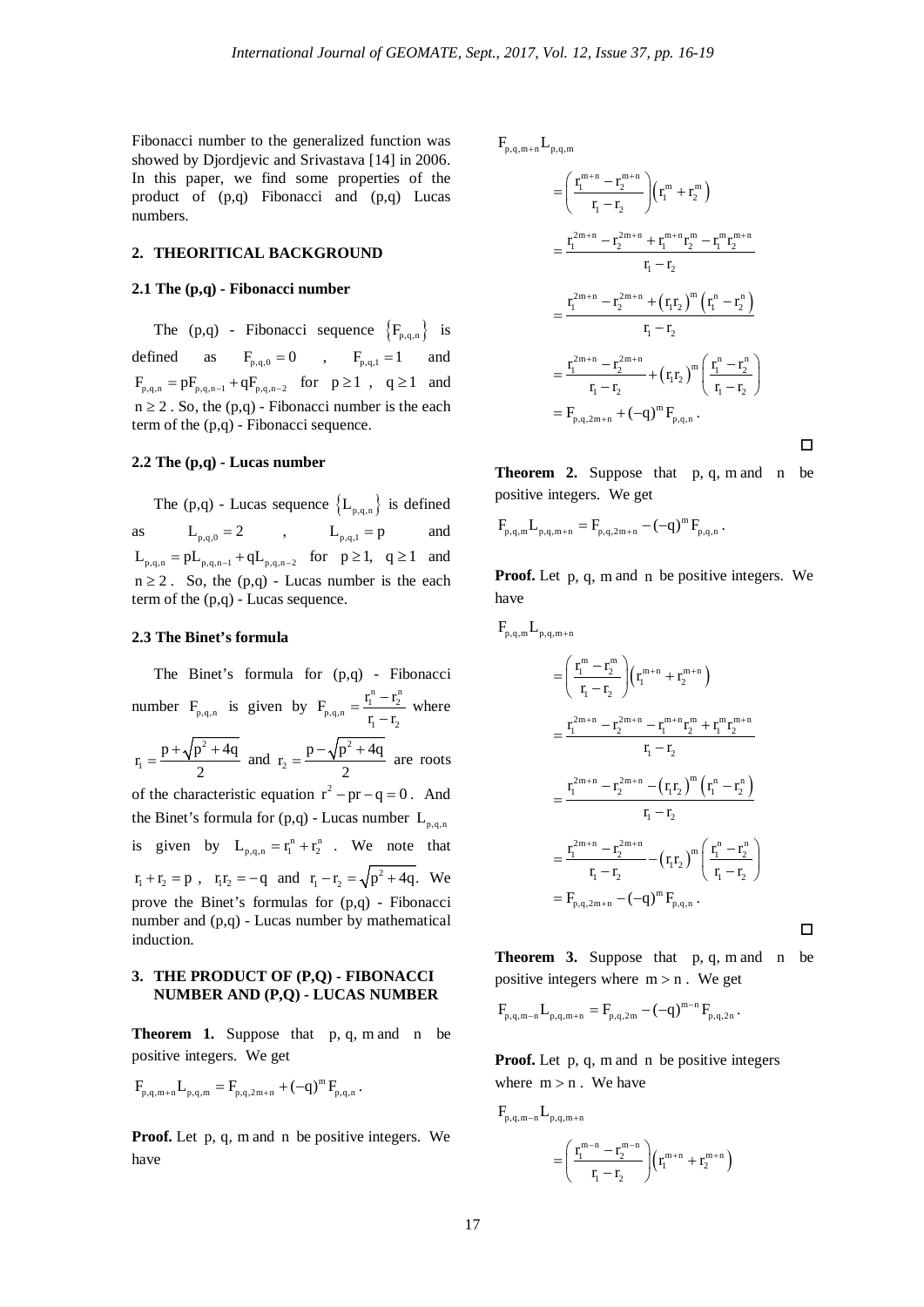Fibonacci number to the generalized function was showed by Djordjevic and Srivastava [14] in 2006. In this paper, we find some properties of the product of (p,q) Fibonacci and (p,q) Lucas numbers.

## 2. THEORITICAL BACKGROUND

### 2.1 The (p,q) - Fibonacci number

The (p,q) - Fibonacci sequence $\{F_{p,q,n}\}$ is defined as $F_{p,q,0} = 0$, $F_{p,q,1} = 1$ and $F_{p,q,n} = pF_{p,q,n-1} + qF_{p,q,n-2}$ for $p \geq 1$, $q \geq 1$ and $n \geq 2$. So, the (p,q) - Fibonacci number is the each term of the (p,q) - Fibonacci sequence.

### 2.2 The (p,q) - Lucas number

The (p,q) - Lucas sequence $\{L_{p,q,n}\}$ is defined as $L_{p,q,0} = 2$, $L_{p,q,1} = p$ and $L_{p,q,n} = pL_{p,q,n-1} + qL_{p,q,n-2}$ for $p \geq 1$, $q \geq 1$ and $n \geq 2$. So, the (p,q) - Lucas number is the each term of the (p,q) - Lucas sequence.

### 2.3 The Binet's formula

The Binet's formula for (p,q) - Fibonacci number $F_{p,q,n}$ is given by $F_{p,q,n} = \frac{r_1^n - r_2^n}{r_1 - r_2}$ where $r_1 = \frac{p + \sqrt{p^2 + 4q}}{2}$ and $r_2 = \frac{p - \sqrt{p^2 + 4q}}{2}$ are roots of the characteristic equation $r^2 - pr - q = 0$. And the Binet's formula for (p,q) - Lucas number $L_{p,q,n}$ is given by $L_{p,q,n} = r_1^n + r_2^n$. We note that $r_1 + r_2 = p$, $r_1 r_2 = -q$ and $r_1 - r_2 = \sqrt{p^2 + 4q}$. We prove the Binet's formulas for (p,q) - Fibonacci number and (p,q) - Lucas number by mathematical induction.

## 3. THE PRODUCT OF (P,Q) - FIBONACCI NUMBER AND (P,Q) - LUCAS NUMBER

**Theorem 1.** Suppose that $p, q, m$ and $n$ be positive integers. We get

$$F_{p,q,m+n} L_{p,q,m} = F_{p,q,2m+n} + (-q)^m F_{p,q,n}.$$

**Proof.** Let $p, q, m$ and $n$ be positive integers. We have

$$\begin{aligned}
&F_{p,q,m+n} L_{p,q,m} \\
&= \left( \frac{r_1^{m+n} - r_2^{m+n}}{r_1 - r_2} \right) \left( r_1^m + r_2^m \right) \\
&= \frac{r_1^{2m+n} - r_2^{2m+n} + r_1^{m+n} r_2^m - r_1^m r_2^{m+n}}{r_1 - r_2} \\
&= \frac{r_1^{2m+n} - r_2^{2m+n} + \left( r_1 r_2 \right)^m \left( r_1^n - r_2^n \right)}{r_1 - r_2} \\
&= \frac{r_1^{2m+n} - r_2^{2m+n}}{r_1 - r_2} + \left( r_1 r_2 \right)^m \left( \frac{r_1^n - r_2^n}{r_1 - r_2} \right) \\
&= F_{p,q,2m+n} + (-q)^m F_{p,q,n}.
\end{aligned}$$

□

**Theorem 2.** Suppose that $p, q, m$ and $n$ be positive integers. We get

$$F_{p,q,m} L_{p,q,m+n} = F_{p,q,2m+n} - (-q)^m F_{p,q,n}.$$

**Proof.** Let $p, q, m$ and $n$ be positive integers. We have

$$\begin{aligned}
&F_{p,q,m} L_{p,q,m+n} \\
&= \left( \frac{r_1^m - r_2^m}{r_1 - r_2} \right) \left( r_1^{m+n} + r_2^{m+n} \right) \\
&= \frac{r_1^{2m+n} - r_2^{2m+n} - r_1^{m+n} r_2^m + r_1^m r_2^{m+n}}{r_1 - r_2} \\
&= \frac{r_1^{2m+n} - r_2^{2m+n} - \left( r_1 r_2 \right)^m \left( r_1^n - r_2^n \right)}{r_1 - r_2} \\
&= \frac{r_1^{2m+n} - r_2^{2m+n}}{r_1 - r_2} - \left( r_1 r_2 \right)^m \left( \frac{r_1^n - r_2^n}{r_1 - r_2} \right) \\
&= F_{p,q,2m+n} - (-q)^m F_{p,q,n}.
\end{aligned}$$

□

**Theorem 3.** Suppose that $p, q, m$ and $n$ be positive integers where $m > n$. We get

$$F_{p,q,m-n} L_{p,q,m+n} = F_{p,q,2m} - (-q)^{m-n} F_{p,q,2n}.$$

**Proof.** Let $p, q, m$ and $n$ be positive integers where $m > n$. We have

$$\begin{aligned}
&F_{p,q,m-n} L_{p,q,m+n} \\
&= \left( \frac{r_1^{m-n} - r_2^{m-n}}{r_1 - r_2} \right) \left( r_1^{m+n} + r_2^{m+n} \right)
\end{aligned}$$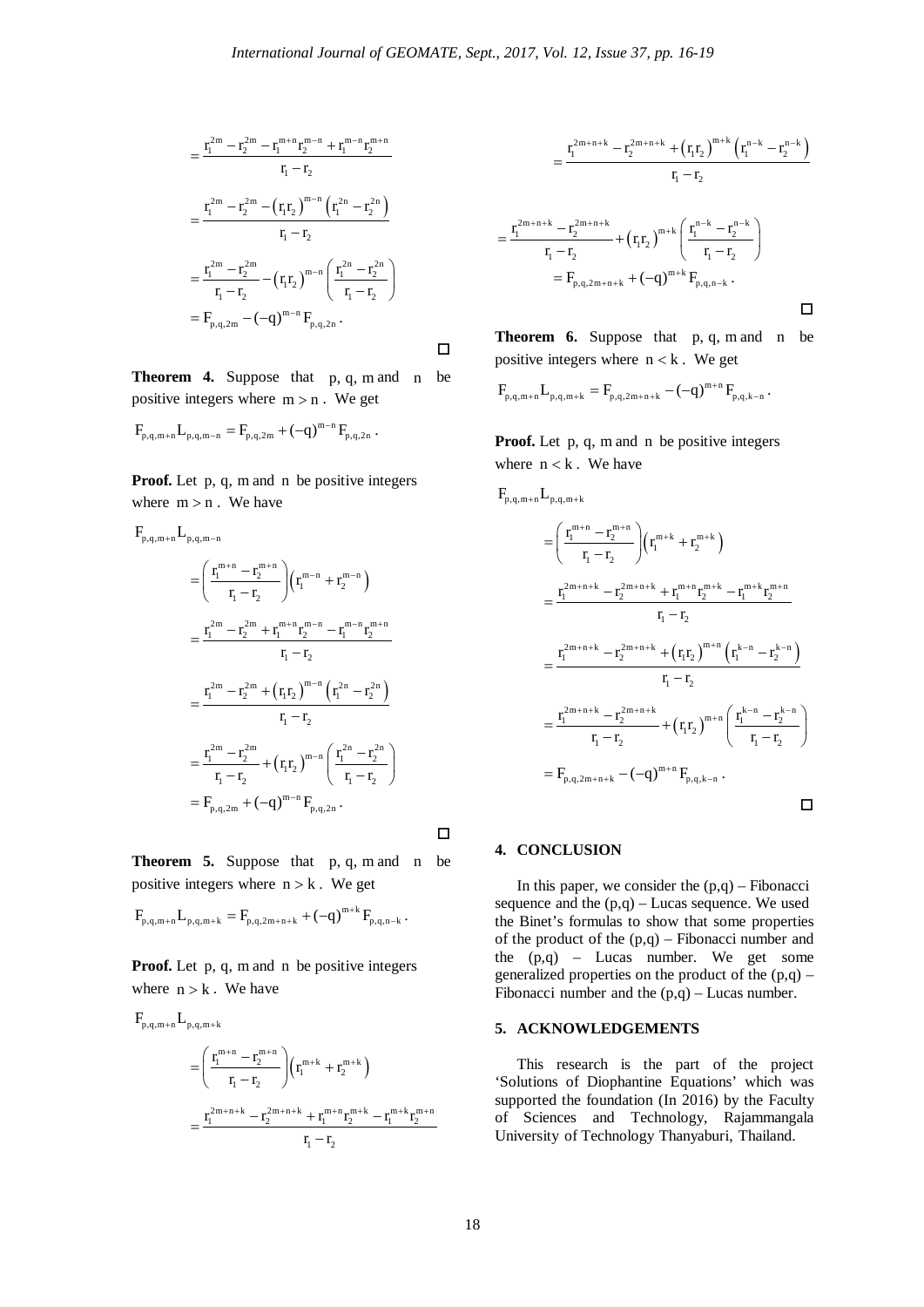$$= \frac{r_1^{2m} - r_2^{2m} - r_1^{m+n} r_2^{m-n} + r_1^{m-n} r_2^{m+n}}{r_1 - r_2}$$

$$= \frac{r_1^{2m} - r_2^{2m} - \left(r_1 r_2\right)^{m-n}\left(r_1^{2n} - r_2^{2n}\right)}{r_1 - r_2}$$

$$= \frac{r_1^{2m} - r_2^{2m}}{r_1 - r_2} - \left(r_1 r_2\right)^{m-n}\left(\frac{r_1^{2n} - r_2^{2n}}{r_1 - r_2}\right)$$

$$= F_{p,q,2m} - (-q)^{m-n} F_{p,q,2n}.$$

□

**Theorem 4.** Suppose that $p, q, m$ and $n$ be positive integers where $m > n$. We get

$$F_{p,q,m+n} L_{p,q,m-n} = F_{p,q,2m} + (-q)^{m-n} F_{p,q,2n}.$$

**Proof.** Let $p, q, m$ and $n$ be positive integers where $m > n$. We have

$$F_{p,q,m+n} L_{p,q,m-n}$$

$$= \left(\frac{r_1^{m+n} - r_2^{m+n}}{r_1 - r_2}\right)\left(r_1^{m-n} + r_2^{m-n}\right)$$

$$= \frac{r_1^{2m} - r_2^{2m} + r_1^{m+n} r_2^{m-n} - r_1^{m-n} r_2^{m+n}}{r_1 - r_2}$$

$$= \frac{r_1^{2m} - r_2^{2m} + \left(r_1 r_2\right)^{m-n}\left(r_1^{2n} - r_2^{2n}\right)}{r_1 - r_2}$$

$$= \frac{r_1^{2m} - r_2^{2m}}{r_1 - r_2} + \left(r_1 r_2\right)^{m-n}\left(\frac{r_1^{2n} - r_2^{2n}}{r_1 - r_2}\right)$$

$$= F_{p,q,2m} + (-q)^{m-n} F_{p,q,2n}.$$

□

**Theorem 5.** Suppose that $p, q, m$ and $n$ be positive integers where $n > k$. We get

$$F_{p,q,m+n} L_{p,q,m+k} = F_{p,q,2m+n+k} + (-q)^{m+k} F_{p,q,n-k}.$$

**Proof.** Let $p, q, m$ and $n$ be positive integers where $n > k$. We have

$$F_{p,q,m+n} L_{p,q,m+k}$$

$$= \left(\frac{r_1^{m+n} - r_2^{m+n}}{r_1 - r_2}\right)\left(r_1^{m+k} + r_2^{m+k}\right)$$

$$= \frac{r_1^{2m+n+k} - r_2^{2m+n+k} + r_1^{m+n} r_2^{m+k} - r_1^{m+k} r_2^{m+n}}{r_1 - r_2}$$

$$= \frac{r_1^{2m+n+k} - r_2^{2m+n+k} + \left(r_1 r_2\right)^{m+k}\left(r_1^{n-k} - r_2^{n-k}\right)}{r_1 - r_2}$$

$$= \frac{r_1^{2m+n+k} - r_2^{2m+n+k}}{r_1 - r_2} + \left(r_1 r_2\right)^{m+k}\left(\frac{r_1^{n-k} - r_2^{n-k}}{r_1 - r_2}\right)$$

$$= F_{p,q,2m+n+k} + (-q)^{m+k} F_{p,q,n-k}.$$

□

**Theorem 6.** Suppose that $p, q, m$ and $n$ be positive integers where $n < k$. We get

$$F_{p,q,m+n} L_{p,q,m+k} = F_{p,q,2m+n+k} - (-q)^{m+n} F_{p,q,k-n}.$$

**Proof.** Let $p, q, m$ and $n$ be positive integers where $n < k$. We have

$$F_{p,q,m+n} L_{p,q,m+k}$$

$$= \left(\frac{r_1^{m+n} - r_2^{m+n}}{r_1 - r_2}\right)\left(r_1^{m+k} + r_2^{m+k}\right)$$

$$= \frac{r_1^{2m+n+k} - r_2^{2m+n+k} + r_1^{m+n} r_2^{m+k} - r_1^{m+k} r_2^{m+n}}{r_1 - r_2}$$

$$= \frac{r_1^{2m+n+k} - r_2^{2m+n+k} + \left(r_1 r_2\right)^{m+n}\left(r_1^{k-n} - r_2^{k-n}\right)}{r_1 - r_2}$$

$$= \frac{r_1^{2m+n+k} - r_2^{2m+n+k}}{r_1 - r_2} + \left(r_1 r_2\right)^{m+n}\left(\frac{r_1^{k-n} - r_2^{k-n}}{r_1 - r_2}\right)$$

$$= F_{p,q,2m+n+k} - (-q)^{m+n} F_{p,q,k-n}.$$

□

## 4. CONCLUSION

In this paper, we consider the (p,q) – Fibonacci sequence and the (p,q) – Lucas sequence. We used the Binet's formulas to show that some properties of the product of the (p,q) – Fibonacci number and the (p,q) – Lucas number. We get some generalized properties on the product of the (p,q) – Fibonacci number and the (p,q) – Lucas number.

## 5. ACKNOWLEDGEMENTS

This research is the part of the project 'Solutions of Diophantine Equations' which was supported the foundation (In 2016) by the Faculty of Sciences and Technology, Rajammangala University of Technology Thanyaburi, Thailand.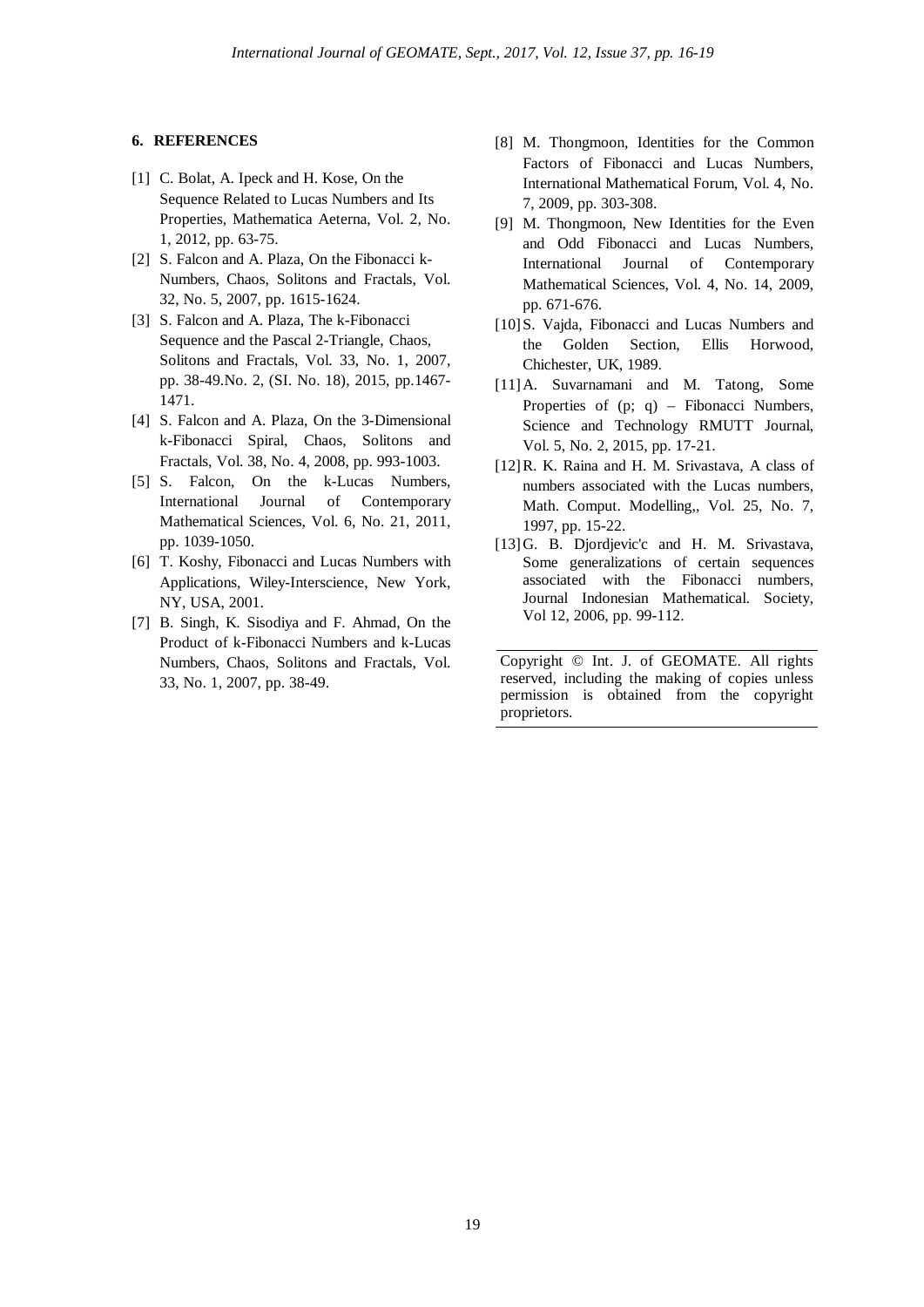## 6. REFERENCES

[1] C. Bolat, A. Ipeck and H. Kose, On the Sequence Related to Lucas Numbers and Its Properties, Mathematica Aeterna, Vol. 2, No. 1, 2012, pp. 63-75.

[2] S. Falcon and A. Plaza, On the Fibonacci k-Numbers, Chaos, Solitons and Fractals, Vol. 32, No. 5, 2007, pp. 1615-1624.

[3] S. Falcon and A. Plaza, The k-Fibonacci Sequence and the Pascal 2-Triangle, Chaos, Solitons and Fractals, Vol. 33, No. 1, 2007, pp. 38-49.No. 2, (SI. No. 18), 2015, pp.1467-1471.

[4] S. Falcon and A. Plaza, On the 3-Dimensional k-Fibonacci Spiral, Chaos, Solitons and Fractals, Vol. 38, No. 4, 2008, pp. 993-1003.

[5] S. Falcon, On the k-Lucas Numbers, International Journal of Contemporary Mathematical Sciences, Vol. 6, No. 21, 2011, pp. 1039-1050.

[6] T. Koshy, Fibonacci and Lucas Numbers with Applications, Wiley-Interscience, New York, NY, USA, 2001.

[7] B. Singh, K. Sisodiya and F. Ahmad, On the Product of k-Fibonacci Numbers and k-Lucas Numbers, Chaos, Solitons and Fractals, Vol. 33, No. 1, 2007, pp. 38-49.

[8] M. Thongmoon, Identities for the Common Factors of Fibonacci and Lucas Numbers, International Mathematical Forum, Vol. 4, No. 7, 2009, pp. 303-308.

[9] M. Thongmoon, New Identities for the Even and Odd Fibonacci and Lucas Numbers, International Journal of Contemporary Mathematical Sciences, Vol. 4, No. 14, 2009, pp. 671-676.

[10] S. Vajda, Fibonacci and Lucas Numbers and the Golden Section, Ellis Horwood, Chichester, UK, 1989.

[11] A. Suvarnamani and M. Tatong, Some Properties of (p; q) – Fibonacci Numbers, Science and Technology RMUTT Journal, Vol. 5, No. 2, 2015, pp. 17-21.

[12] R. K. Raina and H. M. Srivastava, A class of numbers associated with the Lucas numbers, Math. Comput. Modelling,, Vol. 25, No. 7, 1997, pp. 15-22.

[13] G. B. Djordjevic'c and H. M. Srivastava, Some generalizations of certain sequences associated with the Fibonacci numbers, Journal Indonesian Mathematical. Society, Vol 12, 2006, pp. 99-112.

---

Copyright © Int. J. of GEOMATE. All rights reserved, including the making of copies unless permission is obtained from the copyright proprietors.